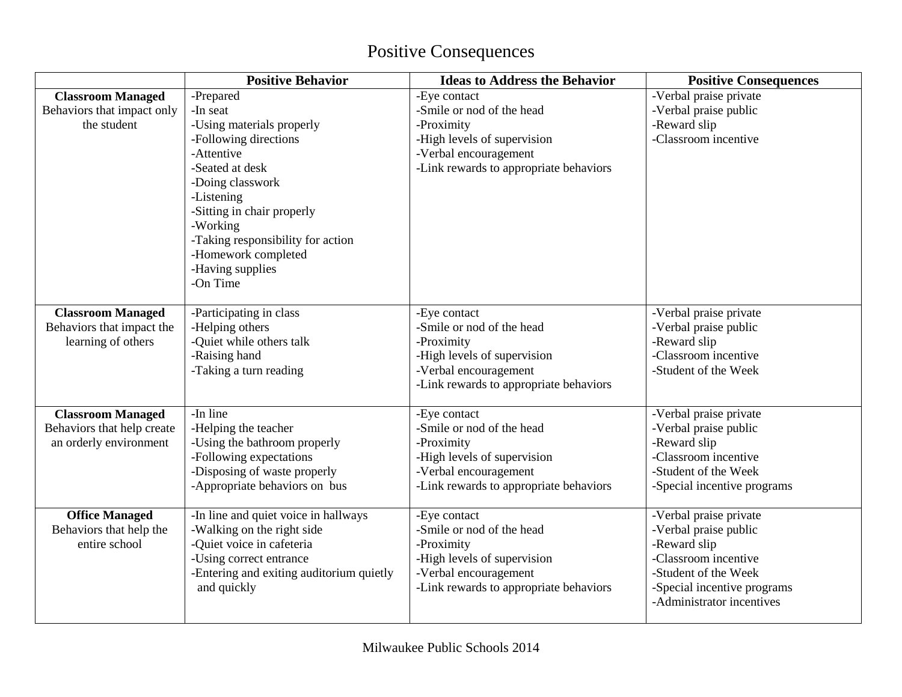# Positive Consequences

| | Positive Behavior | Ideas to Address the Behavior | Positive Consequences |
|---|---|---|---|
| **Classroom Managed** Behaviors that impact only the student | -Prepared<br>-In seat<br>-Using materials properly<br>-Following directions<br>-Attentive<br>-Seated at desk<br>-Doing classwork<br>-Listening<br>-Sitting in chair properly<br>-Working<br>-Taking responsibility for action<br>-Homework completed<br>-Having supplies<br>-On Time | -Eye contact<br>-Smile or nod of the head<br>-Proximity<br>-High levels of supervision<br>-Verbal encouragement<br>-Link rewards to appropriate behaviors | -Verbal praise private<br>-Verbal praise public<br>-Reward slip<br>-Classroom incentive |
| **Classroom Managed** Behaviors that impact the learning of others | -Participating in class<br>-Helping others<br>-Quiet while others talk<br>-Raising hand<br>-Taking a turn reading | -Eye contact<br>-Smile or nod of the head<br>-Proximity<br>-High levels of supervision<br>-Verbal encouragement<br>-Link rewards to appropriate behaviors | -Verbal praise private<br>-Verbal praise public<br>-Reward slip<br>-Classroom incentive<br>-Student of the Week |
| **Classroom Managed** Behaviors that help create an orderly environment | -In line<br>-Helping the teacher<br>-Using the bathroom properly<br>-Following expectations<br>-Disposing of waste properly<br>-Appropriate behaviors on bus | -Eye contact<br>-Smile or nod of the head<br>-Proximity<br>-High levels of supervision<br>-Verbal encouragement<br>-Link rewards to appropriate behaviors | -Verbal praise private<br>-Verbal praise public<br>-Reward slip<br>-Classroom incentive<br>-Student of the Week<br>-Special incentive programs |
| **Office Managed** Behaviors that help the entire school | -In line and quiet voice in hallways<br>-Walking on the right side<br>-Quiet voice in cafeteria<br>-Using correct entrance<br>-Entering and exiting auditorium quietly and quickly | -Eye contact<br>-Smile or nod of the head<br>-Proximity<br>-High levels of supervision<br>-Verbal encouragement<br>-Link rewards to appropriate behaviors | -Verbal praise private<br>-Verbal praise public<br>-Reward slip<br>-Classroom incentive<br>-Student of the Week<br>-Special incentive programs<br>-Administrator incentives |

Milwaukee Public Schools 2014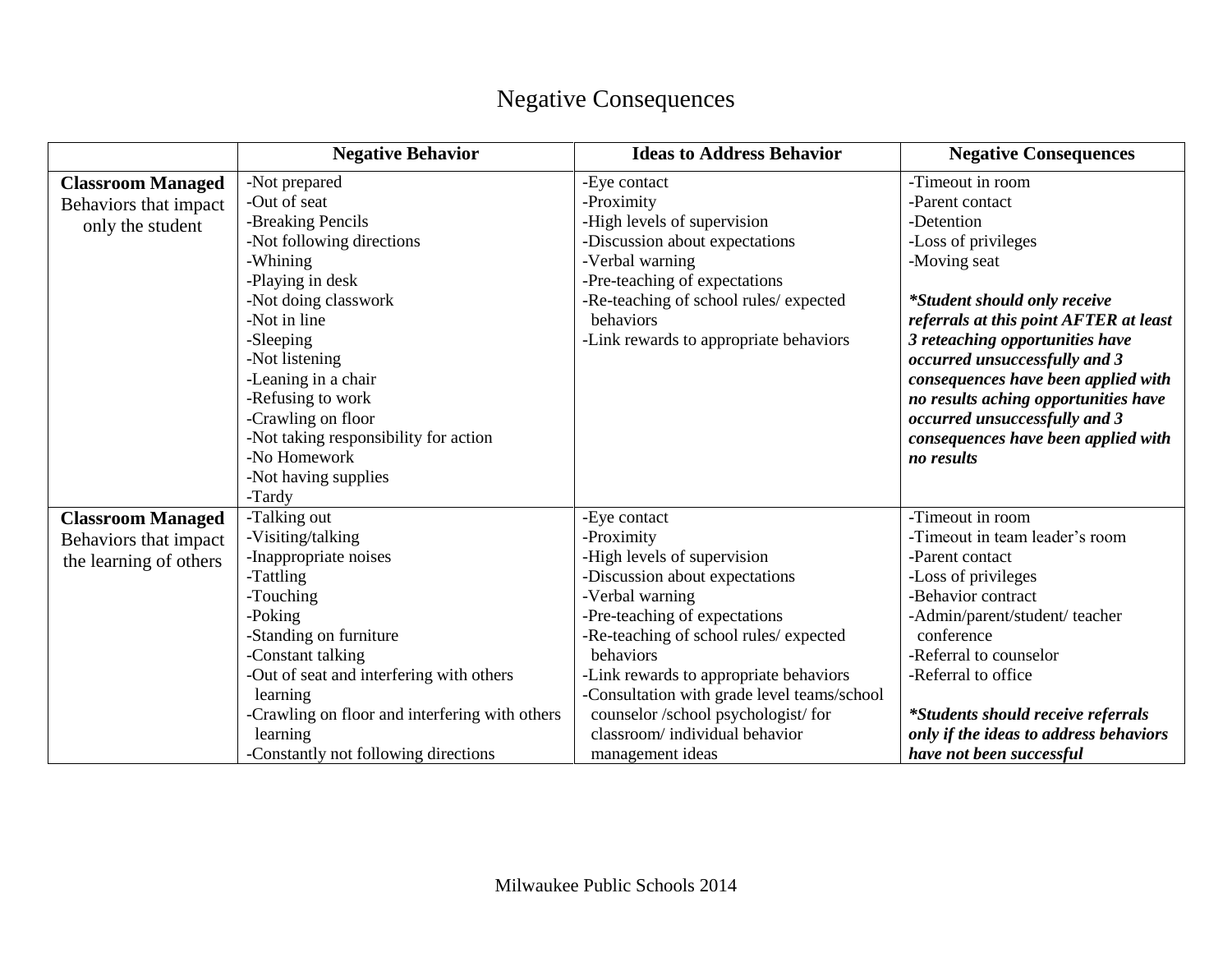# Negative Consequences

| | Negative Behavior | Ideas to Address Behavior | Negative Consequences |
|---|---|---|---|
| **Classroom Managed** Behaviors that impact only the student | -Not prepared<br>-Out of seat<br>-Breaking Pencils<br>-Not following directions<br>-Whining<br>-Playing in desk<br>-Not doing classwork<br>-Not in line<br>-Sleeping<br>-Not listening<br>-Leaning in a chair<br>-Refusing to work<br>-Crawling on floor<br>-Not taking responsibility for action<br>-No Homework<br>-Not having supplies<br>-Tardy | -Eye contact<br>-Proximity<br>-High levels of supervision<br>-Discussion about expectations<br>-Verbal warning<br>-Pre-teaching of expectations<br>-Re-teaching of school rules/ expected behaviors<br>-Link rewards to appropriate behaviors | -Timeout in room<br>-Parent contact<br>-Detention<br>-Loss of privileges<br>-Moving seat<br><br>***Student should only receive referrals at this point AFTER at least 3 reteaching opportunities have occurred unsuccessfully and 3 consequences have been applied with no results aching opportunities have occurred unsuccessfully and 3 consequences have been applied with no results*** |
| **Classroom Managed** Behaviors that impact the learning of others | -Talking out<br>-Visiting/talking<br>-Inappropriate noises<br>-Tattling<br>-Touching<br>-Poking<br>-Standing on furniture<br>-Constant talking<br>-Out of seat and interfering with others learning<br>-Crawling on floor and interfering with others learning<br>-Constantly not following directions | -Eye contact<br>-Proximity<br>-High levels of supervision<br>-Discussion about expectations<br>-Verbal warning<br>-Pre-teaching of expectations<br>-Re-teaching of school rules/ expected behaviors<br>-Link rewards to appropriate behaviors<br>-Consultation with grade level teams/school counselor /school psychologist/ for classroom/ individual behavior management ideas | -Timeout in room<br>-Timeout in team leader's room<br>-Parent contact<br>-Loss of privileges<br>-Behavior contract<br>-Admin/parent/student/ teacher conference<br>-Referral to counselor<br>-Referral to office<br><br>***Students should receive referrals only if the ideas to address behaviors have not been successful*** |

Milwaukee Public Schools 2014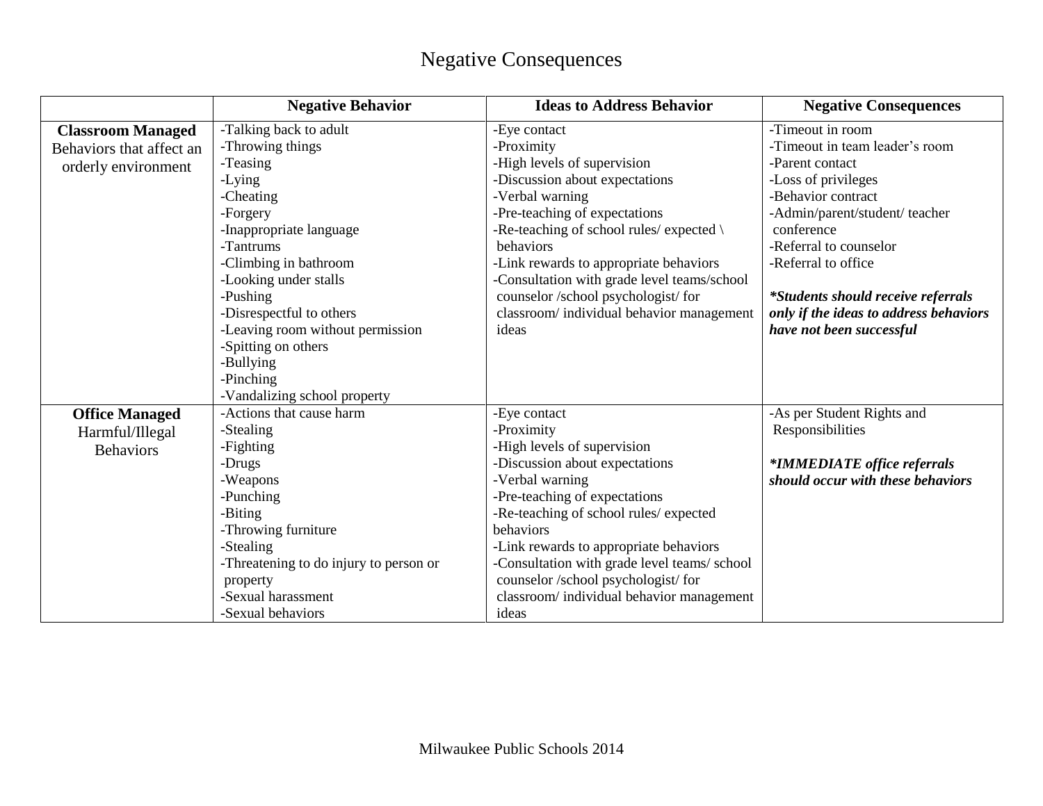# Negative Consequences

| | Negative Behavior | Ideas to Address Behavior | Negative Consequences |
|---|---|---|---|
| **Classroom Managed** Behaviors that affect an orderly environment | -Talking back to adult<br>-Throwing things<br>-Teasing<br>-Lying<br>-Cheating<br>-Forgery<br>-Inappropriate language<br>-Tantrums<br>-Climbing in bathroom<br>-Looking under stalls<br>-Pushing<br>-Disrespectful to others<br>-Leaving room without permission<br>-Spitting on others<br>-Bullying<br>-Pinching<br>-Vandalizing school property | -Eye contact<br>-Proximity<br>-High levels of supervision<br>-Discussion about expectations<br>-Verbal warning<br>-Pre-teaching of expectations<br>-Re-teaching of school rules/ expected \ behaviors<br>-Link rewards to appropriate behaviors<br>-Consultation with grade level teams/school counselor /school psychologist/ for classroom/ individual behavior management ideas | -Timeout in room<br>-Timeout in team leader's room<br>-Parent contact<br>-Loss of privileges<br>-Behavior contract<br>-Admin/parent/student/ teacher conference<br>-Referral to counselor<br>-Referral to office<br><br>***Students should receive referrals only if the ideas to address behaviors have not been successful*** |
| **Office Managed** Harmful/Illegal Behaviors | -Actions that cause harm<br>-Stealing<br>-Fighting<br>-Drugs<br>-Weapons<br>-Punching<br>-Biting<br>-Throwing furniture<br>-Stealing<br>-Threatening to do injury to person or property<br>-Sexual harassment<br>-Sexual behaviors | -Eye contact<br>-Proximity<br>-High levels of supervision<br>-Discussion about expectations<br>-Verbal warning<br>-Pre-teaching of expectations<br>-Re-teaching of school rules/ expected behaviors<br>-Link rewards to appropriate behaviors<br>-Consultation with grade level teams/ school counselor /school psychologist/ for classroom/ individual behavior management ideas | -As per Student Rights and Responsibilities<br><br>***IMMEDIATE office referrals should occur with these behaviors*** |

Milwaukee Public Schools 2014